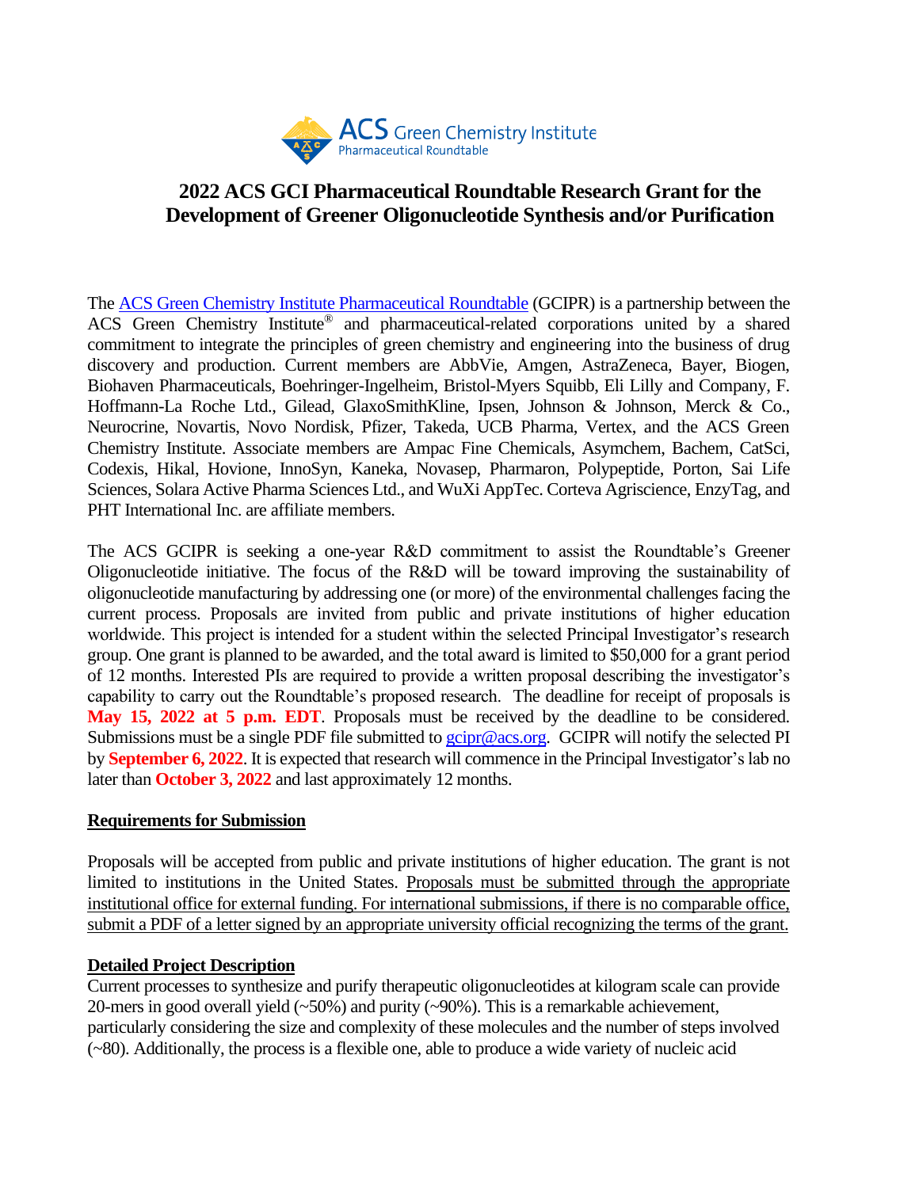# 2022 ACS GCI Pharmaceutical Roundtable Research Grant for the Development of Greener Oligonucleotide Synthesis and/or Purification

The ACS Green Chemistry Institute Pharmaceutical Roundtable (GCIPR) is a partnership between the ACS Green Chemistry Institute® and pharmaceutical-related corporations united by a shared commitment to integrate the principles of green chemistry and engineering into the business of drug discovery and production. Current members are AbbVie, Amgen, AstraZeneca, Bayer, Biogen, Biohaven Pharmaceuticals, Boehringer-Ingelheim, Bristol-Myers Squibb, Eli Lilly and Company, F. Hoffmann-La Roche Ltd., Gilead, GlaxoSmithKline, Ipsen, Johnson & Johnson, Merck & Co., Neurocrine, Novartis, Novo Nordisk, Pfizer, Takeda, UCB Pharma, Vertex, and the ACS Green Chemistry Institute. Associate members are Ampac Fine Chemicals, Asymchem, Bachem, CatSci, Codexis, Hikal, Hovione, InnoSyn, Kaneka, Novasep, Pharmaron, Polypeptide, Porton, Sai Life Sciences, Solara Active Pharma Sciences Ltd., and WuXi AppTec. Corteva Agriscience, EnzyTag, and PHT International Inc. are affiliate members.

The ACS GCIPR is seeking a one-year R&D commitment to assist the Roundtable's Greener Oligonucleotide initiative. The focus of the R&D will be toward improving the sustainability of oligonucleotide manufacturing by addressing one (or more) of the environmental challenges facing the current process. Proposals are invited from public and private institutions of higher education worldwide. This project is intended for a student within the selected Principal Investigator's research group. One grant is planned to be awarded, and the total award is limited to $50,000 for a grant period of 12 months. Interested PIs are required to provide a written proposal describing the investigator's capability to carry out the Roundtable's proposed research. The deadline for receipt of proposals is **May 15, 2022 at 5 p.m. EDT**. Proposals must be received by the deadline to be considered. Submissions must be a single PDF file submitted to gcipr@acs.org. GCIPR will notify the selected PI by **September 6, 2022**. It is expected that research will commence in the Principal Investigator's lab no later than **October 3, 2022** and last approximately 12 months.

## Requirements for Submission

Proposals will be accepted from public and private institutions of higher education. The grant is not limited to institutions in the United States. Proposals must be submitted through the appropriate institutional office for external funding. For international submissions, if there is no comparable office, submit a PDF of a letter signed by an appropriate university official recognizing the terms of the grant.

## Detailed Project Description

Current processes to synthesize and purify therapeutic oligonucleotides at kilogram scale can provide 20-mers in good overall yield (~50%) and purity (~90%). This is a remarkable achievement, particularly considering the size and complexity of these molecules and the number of steps involved (~80). Additionally, the process is a flexible one, able to produce a wide variety of nucleic acid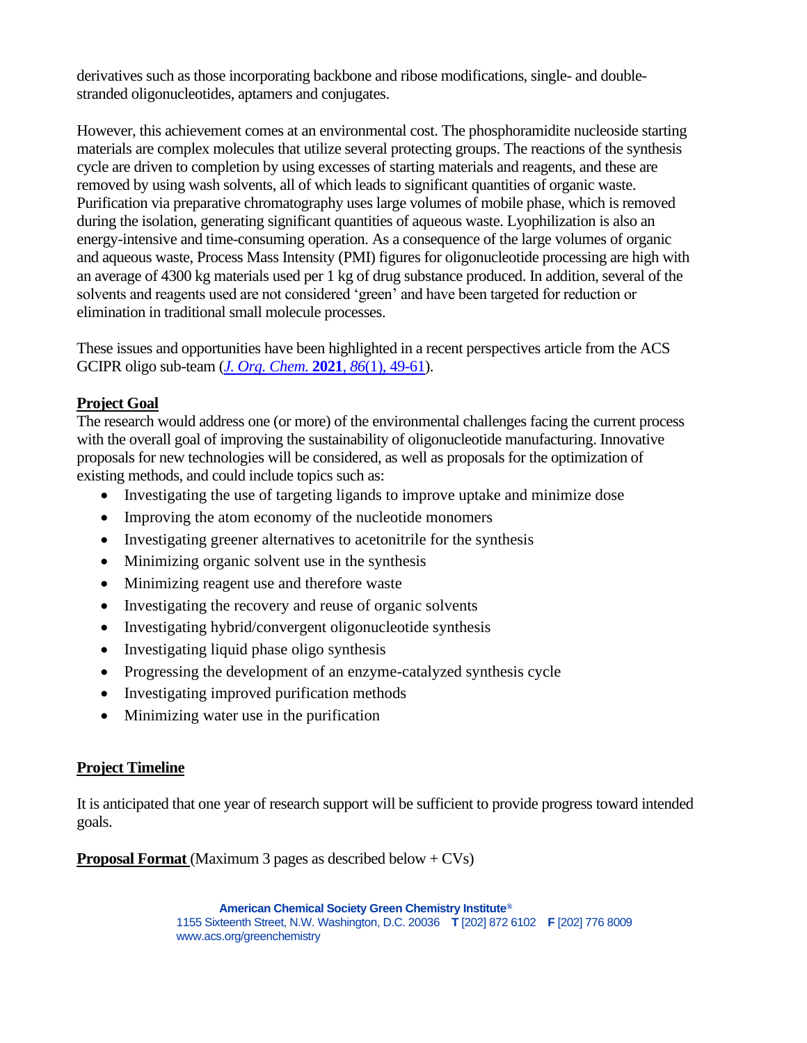derivatives such as those incorporating backbone and ribose modifications, single- and double-stranded oligonucleotides, aptamers and conjugates.

However, this achievement comes at an environmental cost. The phosphoramidite nucleoside starting materials are complex molecules that utilize several protecting groups. The reactions of the synthesis cycle are driven to completion by using excesses of starting materials and reagents, and these are removed by using wash solvents, all of which leads to significant quantities of organic waste. Purification via preparative chromatography uses large volumes of mobile phase, which is removed during the isolation, generating significant quantities of aqueous waste. Lyophilization is also an energy-intensive and time-consuming operation. As a consequence of the large volumes of organic and aqueous waste, Process Mass Intensity (PMI) figures for oligonucleotide processing are high with an average of 4300 kg materials used per 1 kg of drug substance produced. In addition, several of the solvents and reagents used are not considered 'green' and have been targeted for reduction or elimination in traditional small molecule processes.

These issues and opportunities have been highlighted in a recent perspectives article from the ACS GCIPR oligo sub-team (*J. Org. Chem.* **2021**, *86*(1), 49-61).

## Project Goal

The research would address one (or more) of the environmental challenges facing the current process with the overall goal of improving the sustainability of oligonucleotide manufacturing. Innovative proposals for new technologies will be considered, as well as proposals for the optimization of existing methods, and could include topics such as:

- Investigating the use of targeting ligands to improve uptake and minimize dose
- Improving the atom economy of the nucleotide monomers
- Investigating greener alternatives to acetonitrile for the synthesis
- Minimizing organic solvent use in the synthesis
- Minimizing reagent use and therefore waste
- Investigating the recovery and reuse of organic solvents
- Investigating hybrid/convergent oligonucleotide synthesis
- Investigating liquid phase oligo synthesis
- Progressing the development of an enzyme-catalyzed synthesis cycle
- Investigating improved purification methods
- Minimizing water use in the purification

## Project Timeline

It is anticipated that one year of research support will be sufficient to provide progress toward intended goals.

**Proposal Format** (Maximum 3 pages as described below + CVs)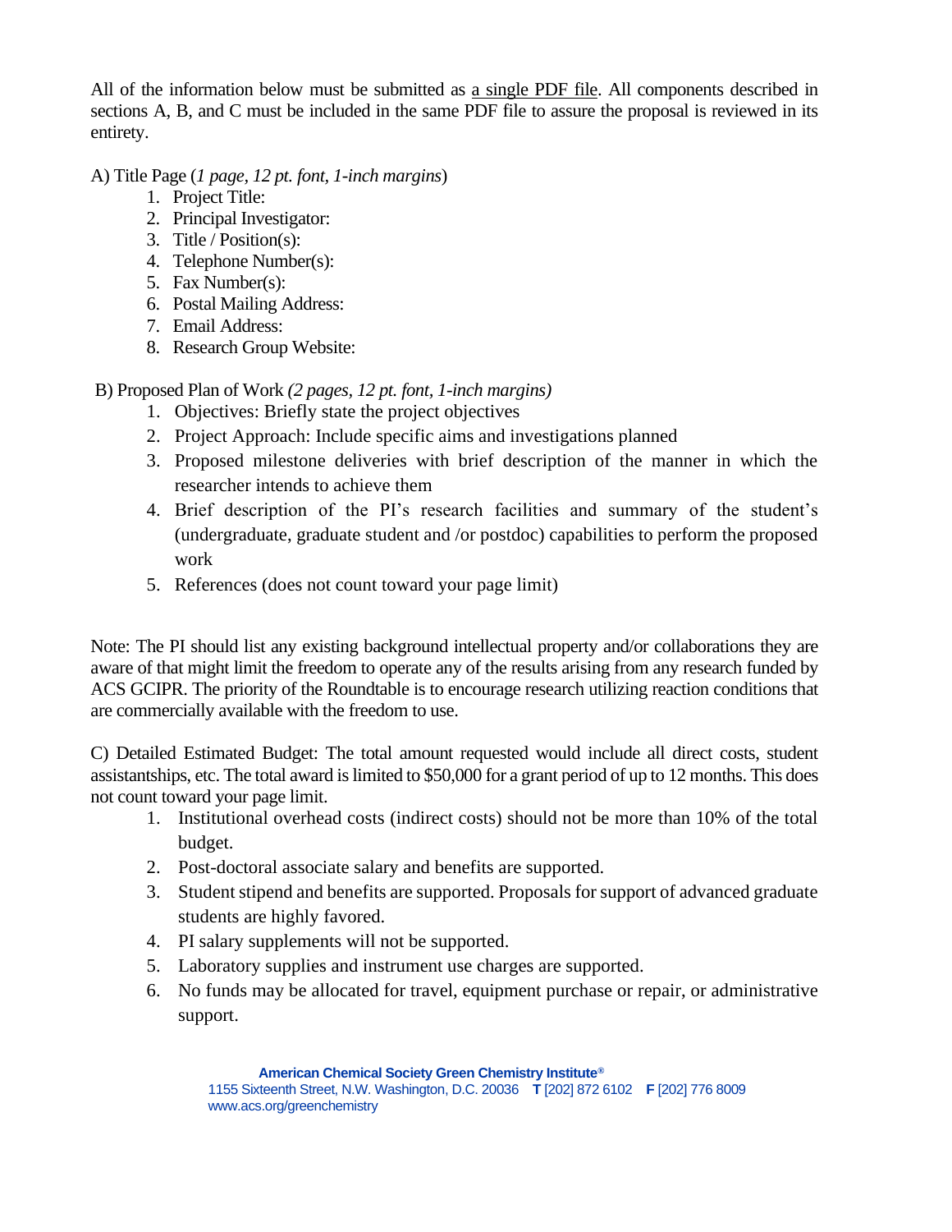All of the information below must be submitted as a single PDF file. All components described in sections A, B, and C must be included in the same PDF file to assure the proposal is reviewed in its entirety.

A) Title Page (*1 page, 12 pt. font, 1-inch margins*)

1. Project Title:
2. Principal Investigator:
3. Title / Position(s):
4. Telephone Number(s):
5. Fax Number(s):
6. Postal Mailing Address:
7. Email Address:
8. Research Group Website:

B) Proposed Plan of Work *(2 pages, 12 pt. font, 1-inch margins)*

1. Objectives: Briefly state the project objectives
2. Project Approach: Include specific aims and investigations planned
3. Proposed milestone deliveries with brief description of the manner in which the researcher intends to achieve them
4. Brief description of the PI's research facilities and summary of the student's (undergraduate, graduate student and /or postdoc) capabilities to perform the proposed work
5. References (does not count toward your page limit)

Note: The PI should list any existing background intellectual property and/or collaborations they are aware of that might limit the freedom to operate any of the results arising from any research funded by ACS GCIPR. The priority of the Roundtable is to encourage research utilizing reaction conditions that are commercially available with the freedom to use.

C) Detailed Estimated Budget: The total amount requested would include all direct costs, student assistantships, etc. The total award is limited to $50,000 for a grant period of up to 12 months. This does not count toward your page limit.

1. Institutional overhead costs (indirect costs) should not be more than 10% of the total budget.
2. Post-doctoral associate salary and benefits are supported.
3. Student stipend and benefits are supported. Proposals for support of advanced graduate students are highly favored.
4. PI salary supplements will not be supported.
5. Laboratory supplies and instrument use charges are supported.
6. No funds may be allocated for travel, equipment purchase or repair, or administrative support.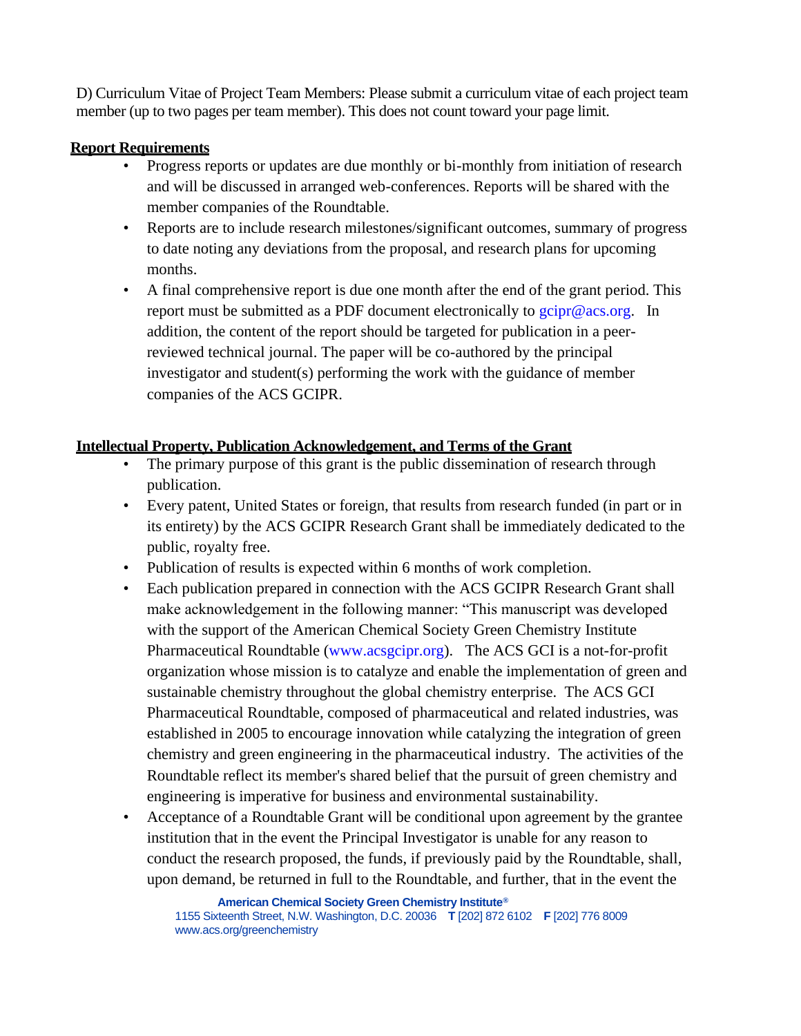D) Curriculum Vitae of Project Team Members: Please submit a curriculum vitae of each project team member (up to two pages per team member). This does not count toward your page limit.

**Report Requirements**

- Progress reports or updates are due monthly or bi-monthly from initiation of research and will be discussed in arranged web-conferences. Reports will be shared with the member companies of the Roundtable.
- Reports are to include research milestones/significant outcomes, summary of progress to date noting any deviations from the proposal, and research plans for upcoming months.
- A final comprehensive report is due one month after the end of the grant period. This report must be submitted as a PDF document electronically to gcipr@acs.org. In addition, the content of the report should be targeted for publication in a peer-reviewed technical journal. The paper will be co-authored by the principal investigator and student(s) performing the work with the guidance of member companies of the ACS GCIPR.

**Intellectual Property, Publication Acknowledgement, and Terms of the Grant**

- The primary purpose of this grant is the public dissemination of research through publication.
- Every patent, United States or foreign, that results from research funded (in part or in its entirety) by the ACS GCIPR Research Grant shall be immediately dedicated to the public, royalty free.
- Publication of results is expected within 6 months of work completion.
- Each publication prepared in connection with the ACS GCIPR Research Grant shall make acknowledgement in the following manner: "This manuscript was developed with the support of the American Chemical Society Green Chemistry Institute Pharmaceutical Roundtable (www.acsgcipr.org). The ACS GCI is a not-for-profit organization whose mission is to catalyze and enable the implementation of green and sustainable chemistry throughout the global chemistry enterprise. The ACS GCI Pharmaceutical Roundtable, composed of pharmaceutical and related industries, was established in 2005 to encourage innovation while catalyzing the integration of green chemistry and green engineering in the pharmaceutical industry. The activities of the Roundtable reflect its member's shared belief that the pursuit of green chemistry and engineering is imperative for business and environmental sustainability.
- Acceptance of a Roundtable Grant will be conditional upon agreement by the grantee institution that in the event the Principal Investigator is unable for any reason to conduct the research proposed, the funds, if previously paid by the Roundtable, shall, upon demand, be returned in full to the Roundtable, and further, that in the event the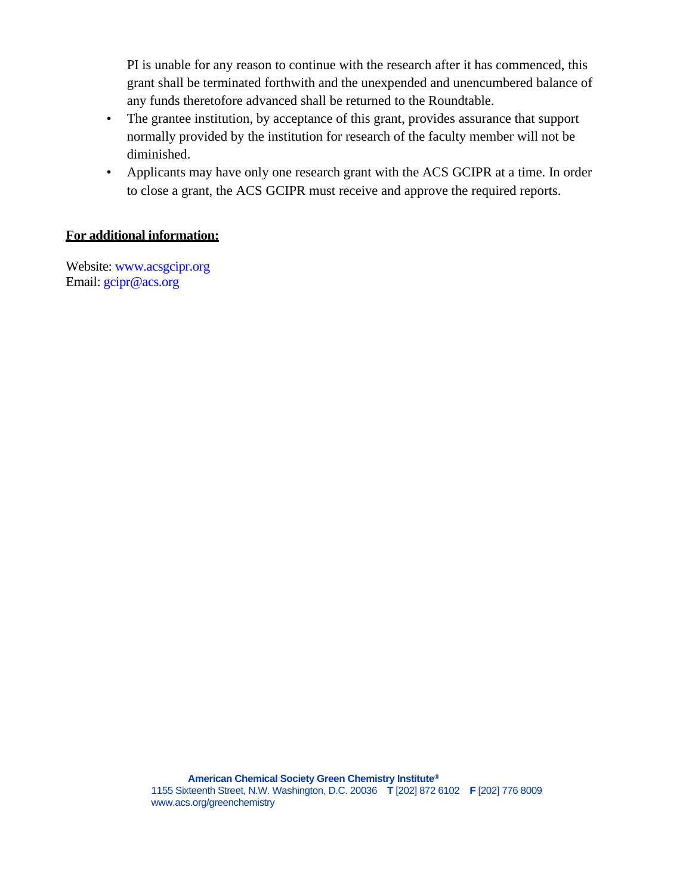PI is unable for any reason to continue with the research after it has commenced, this grant shall be terminated forthwith and the unexpended and unencumbered balance of any funds theretofore advanced shall be returned to the Roundtable.

- The grantee institution, by acceptance of this grant, provides assurance that support normally provided by the institution for research of the faculty member will not be diminished.
- Applicants may have only one research grant with the ACS GCIPR at a time. In order to close a grant, the ACS GCIPR must receive and approve the required reports.

**For additional information:**

Website: www.acsgcipr.org
Email: gcipr@acs.org

**American Chemical Society Green Chemistry Institute®**
1155 Sixteenth Street, N.W. Washington, D.C. 20036 **T** [202] 872 6102 **F** [202] 776 8009
www.acs.org/greenchemistry